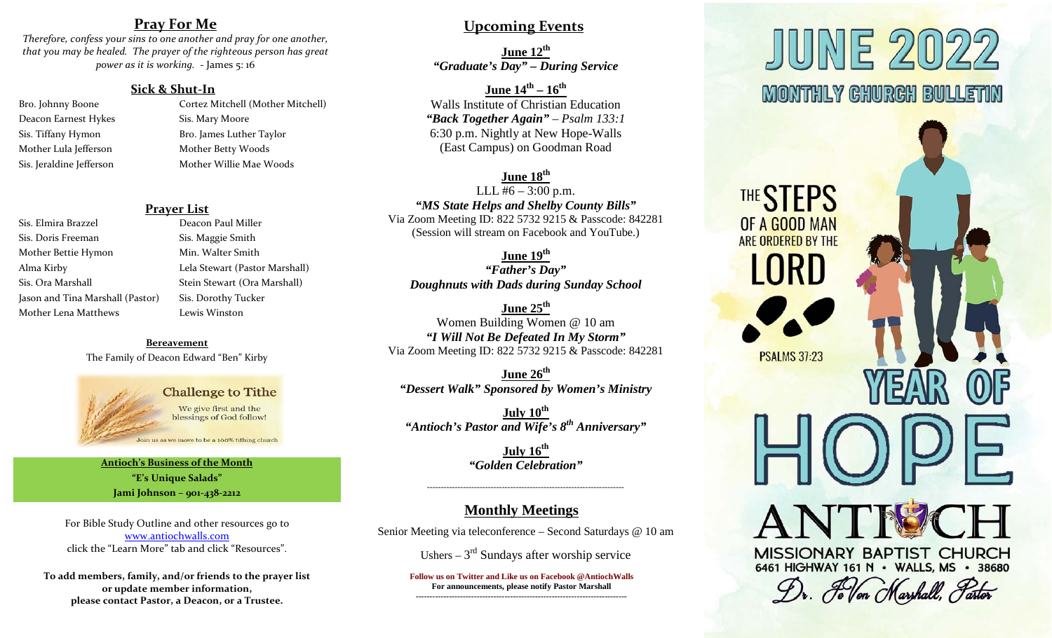## Pray For Me

*Therefore, confess your sins to one another and pray for one another, that you may be healed. The prayer of the righteous person has great power as it is working.* - James 5: 16

### Sick & Shut-In

- Bro. Johnny Boone
- Deacon Earnest Hykes
- Sis. Tiffany Hymon
- Mother Lula Jefferson
- Sis. Jeraldine Jefferson
- Cortez Mitchell (Mother Mitchell)
- Sis. Mary Moore
- Bro. James Luther Taylor
- Mother Betty Woods
- Mother Willie Mae Woods

### Prayer List

- Sis. Elmira Brazzel
- Sis. Doris Freeman
- Mother Bettie Hymon
- Alma Kirby
- Sis. Ora Marshall
- Jason and Tina Marshall (Pastor)
- Mother Lena Matthews
- Deacon Paul Miller
- Sis. Maggie Smith
- Min. Walter Smith
- Lela Stewart (Pastor Marshall)
- Stein Stewart (Ora Marshall)
- Sis. Dorothy Tucker
- Lewis Winston

**Bereavement**

The Family of Deacon Edward "Ben" Kirby

**Challenge to Tithe**

We give first and the blessings of God follow!

Join us as we move to be a 100% tithing church

**Antioch's Business of the Month**

**"E's Unique Salads"**

**Jami Johnson – 901-438-2212**

For Bible Study Outline and other resources go to www.antiochwalls.com click the "Learn More" tab and click "Resources".

**To add members, family, and/or friends to the prayer list or update member information, please contact Pastor, a Deacon, or a Trustee.**

## Upcoming Events

**June 12th**
***"Graduate's Day" – During Service***

**June 14th – 16th**
Walls Institute of Christian Education
***"Back Together Again"*** *– Psalm 133:1*
6:30 p.m. Nightly at New Hope-Walls (East Campus) on Goodman Road

**June 18th**
LLL #6 – 3:00 p.m.
***"MS State Helps and Shelby County Bills"***
Via Zoom Meeting ID: 822 5732 9215 & Passcode: 842281
(Session will stream on Facebook and YouTube.)

**June 19th**
***"Father's Day"***
***Doughnuts with Dads during Sunday School***

**June 25th**
Women Building Women @ 10 am
***"I Will Not Be Defeated In My Storm"***
Via Zoom Meeting ID: 822 5732 9215 & Passcode: 842281

**June 26th**
***"Dessert Walk" Sponsored by Women's Ministry***

**July 10th**
***"Antioch's Pastor and Wife's 8th Anniversary"***

**July 16th**
***"Golden Celebration"***

---

## Monthly Meetings

Senior Meeting via teleconference – Second Saturdays @ 10 am

Ushers – 3rd Sundays after worship service

**Follow us on Twitter and Like us on Facebook @AntiochWalls**
**For announcements, please notify Pastor Marshall**

---

# JUNE 2022
## MONTHLY CHURCH BULLETIN

THE STEPS OF A GOOD MAN ARE ORDERED BY THE LORD

PSALMS 37:23

YEAR OF HOPE

ANTIOCH
MISSIONARY BAPTIST CHURCH
6461 HIGHWAY 161 N • WALLS, MS • 38680

Dr. JeVon Marshall, Pastor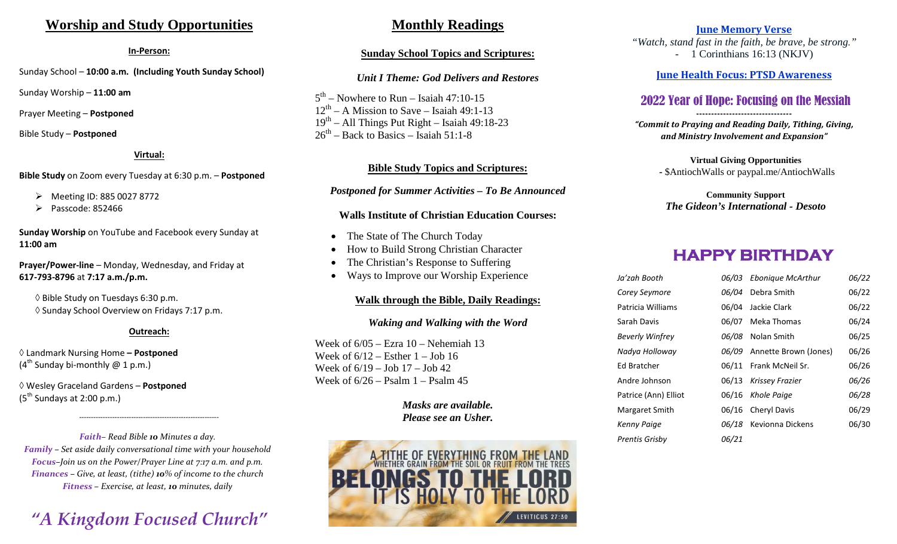## Worship and Study Opportunities

**In-Person:**

Sunday School – **10:00 a.m. (Including Youth Sunday School)**

Sunday Worship – **11:00 am**

Prayer Meeting – **Postponed**

Bible Study – **Postponed**

**Virtual:**

**Bible Study** on Zoom every Tuesday at 6:30 p.m. – **Postponed**

- Meeting ID: 885 0027 8772
- Passcode: 852466

**Sunday Worship** on YouTube and Facebook every Sunday at **11:00 am**

**Prayer/Power-line** – Monday, Wednesday, and Friday at **617-793-8796** at **7:17 a.m./p.m.**

◊ Bible Study on Tuesdays 6:30 p.m.
◊ Sunday School Overview on Fridays 7:17 p.m.

**Outreach:**

◊ Landmark Nursing Home **– Postponed**
($4^{th}$ Sunday bi-monthly @ 1 p.m.)

◊ Wesley Graceland Gardens – **Postponed**
($5^{th}$ Sundays at 2:00 p.m.)

---

*Faith– Read Bible 10 Minutes a day.*
*Family – Set aside daily conversational time with your household*
*Focus–Join us on the Power/Prayer Line at 7:17 a.m. and p.m.*
*Finances – Give, at least, (tithe) 10% of income to the church*
*Fitness – Exercise, at least, 10 minutes, daily*

# *"A Kingdom Focused Church"*

## Monthly Readings

**Sunday School Topics and Scriptures:**

*Unit I Theme: God Delivers and Restores*

$5^{th}$ – Nowhere to Run – Isaiah 47:10-15
$12^{th}$ – A Mission to Save – Isaiah 49:1-13
$19^{th}$ – All Things Put Right – Isaiah 49:18-23
$26^{th}$ – Back to Basics – Isaiah 51:1-8

**Bible Study Topics and Scriptures:**

*Postponed for Summer Activities – To Be Announced*

**Walls Institute of Christian Education Courses:**

- The State of The Church Today
- How to Build Strong Christian Character
- The Christian's Response to Suffering
- Ways to Improve our Worship Experience

**Walk through the Bible, Daily Readings:**

*Waking and Walking with the Word*

Week of 6/05 – Ezra 10 – Nehemiah 13
Week of 6/12 – Esther 1 – Job 16
Week of 6/19 – Job 17 – Job 42
Week of 6/26 – Psalm 1 – Psalm 45

***Masks are available.***
***Please see an Usher.***

A TITHE OF EVERYTHING FROM THE LAND
WHETHER GRAIN FROM THE SOIL OR FRUIT FROM THE TREES
BELONGS TO THE LORD
IT IS HOLY TO THE LORD
LEVITICUS 27:30

**June Memory Verse**

*"Watch, stand fast in the faith, be brave, be strong."*
- 1 Corinthians 16:13 (NKJV)

**June Health Focus: PTSD Awareness**

## 2022 Year of Hope: Focusing on the Messiah

*"Commit to Praying and Reading Daily, Tithing, Giving, and Ministry Involvement and Expansion"*

**Virtual Giving Opportunities**
- $AntiochWalls or paypal.me/AntiochWalls

**Community Support**
***The Gideon's International - Desoto***

## HAPPY BIRTHDAY

| | | | |
|---|---|---|---|
| *Ja'zah Booth* | *06/03* | *Ebonique McArthur* | *06/22* |
| *Corey Seymore* | *06/04* | Debra Smith | 06/22 |
| Patricia Williams | 06/04 | Jackie Clark | 06/22 |
| Sarah Davis | 06/07 | Meka Thomas | 06/24 |
| *Beverly Winfrey* | *06/08* | Nolan Smith | 06/25 |
| *Nadya Holloway* | *06/09* | Annette Brown (Jones) | 06/26 |
| Ed Bratcher | 06/11 | Frank McNeil Sr. | 06/26 |
| Andre Johnson | 06/13 | *Krissey Frazier* | *06/26* |
| Patrice (Ann) Elliot | 06/16 | *Khole Paige* | *06/28* |
| Margaret Smith | 06/16 | Cheryl Davis | 06/29 |
| *Kenny Paige* | *06/18* | Kevionna Dickens | 06/30 |
| *Prentis Grisby* | *06/21* | | |